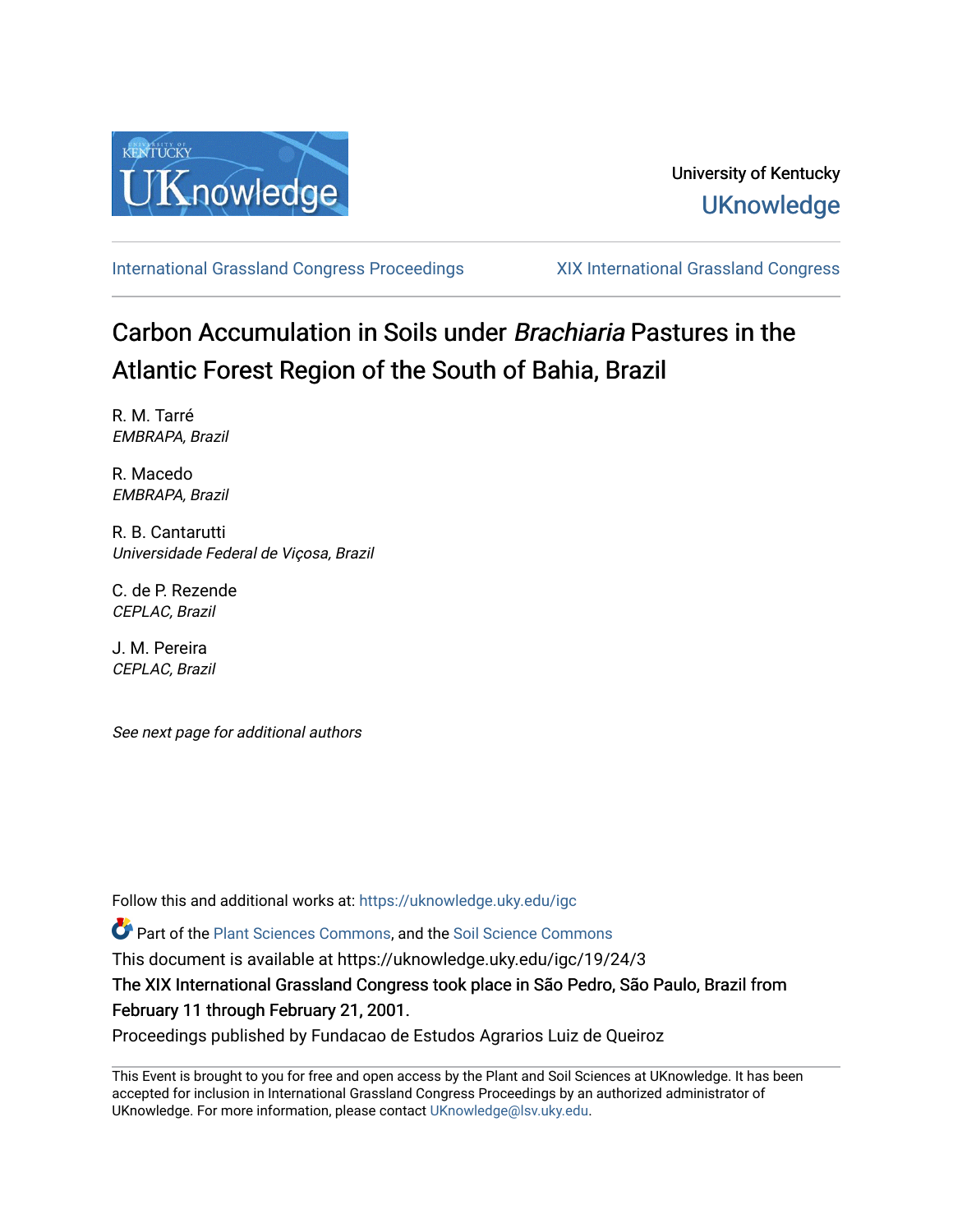University of Kentucky
UKnowledge

International Grassland Congress Proceedings | XIX International Grassland Congress

# Carbon Accumulation in Soils under *Brachiaria* Pastures in the Atlantic Forest Region of the South of Bahia, Brazil

R. M. Tarré
*EMBRAPA, Brazil*

R. Macedo
*EMBRAPA, Brazil*

R. B. Cantarutti
*Universidade Federal de Viçosa, Brazil*

C. de P. Rezende
*CEPLAC, Brazil*

J. M. Pereira
*CEPLAC, Brazil*

*See next page for additional authors*

Follow this and additional works at: https://uknowledge.uky.edu/igc

Part of the Plant Sciences Commons, and the Soil Science Commons

This document is available at https://uknowledge.uky.edu/igc/19/24/3

The XIX International Grassland Congress took place in São Pedro, São Paulo, Brazil from February 11 through February 21, 2001.

Proceedings published by Fundacao de Estudos Agrarios Luiz de Queiroz

This Event is brought to you for free and open access by the Plant and Soil Sciences at UKnowledge. It has been accepted for inclusion in International Grassland Congress Proceedings by an authorized administrator of UKnowledge. For more information, please contact UKnowledge@lsv.uky.edu.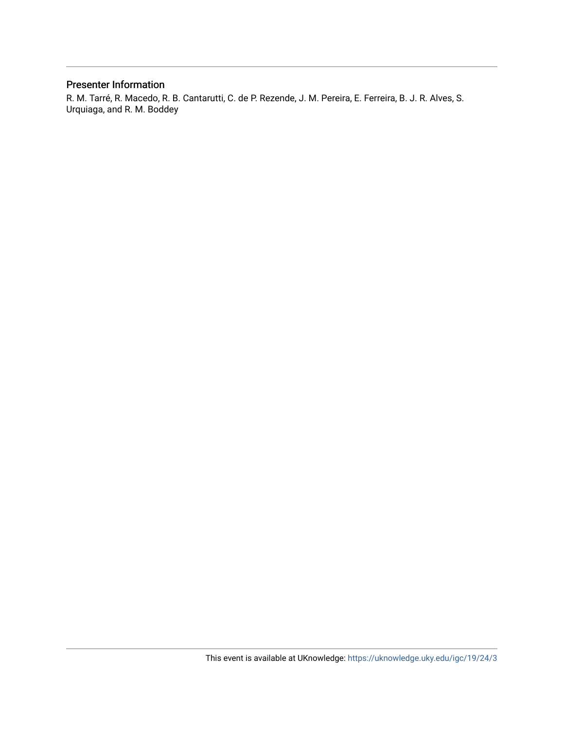## Presenter Information

R. M. Tarré, R. Macedo, R. B. Cantarutti, C. de P. Rezende, J. M. Pereira, E. Ferreira, B. J. R. Alves, S. Urquiaga, and R. M. Boddey

This event is available at UKnowledge: https://uknowledge.uky.edu/igc/19/24/3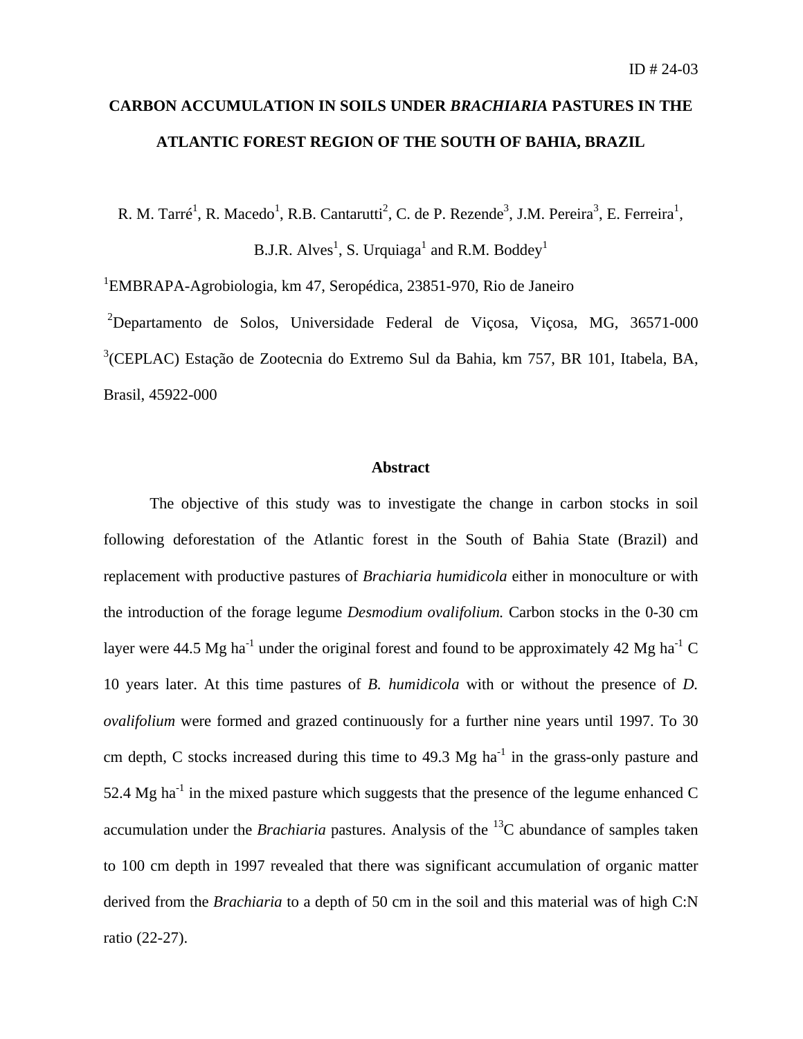ID # 24-03

# CARBON ACCUMULATION IN SOILS UNDER *BRACHIARIA* PASTURES IN THE ATLANTIC FOREST REGION OF THE SOUTH OF BAHIA, BRAZIL

R. M. Tarré[1], R. Macedo[1], R.B. Cantarutti[2], C. de P. Rezende[3], J.M. Pereira[3], E. Ferreira[1], B.J.R. Alves[1], S. Urquiaga[1] and R.M. Boddey[1]

[1]EMBRAPA-Agrobiologia, km 47, Seropédica, 23851-970, Rio de Janeiro

[2]Departamento de Solos, Universidade Federal de Viçosa, Viçosa, MG, 36571-000

[3](CEPLAC) Estação de Zootecnia do Extremo Sul da Bahia, km 757, BR 101, Itabela, BA, Brasil, 45922-000

## Abstract

The objective of this study was to investigate the change in carbon stocks in soil following deforestation of the Atlantic forest in the South of Bahia State (Brazil) and replacement with productive pastures of *Brachiaria humidicola* either in monoculture or with the introduction of the forage legume *Desmodium ovalifolium.* Carbon stocks in the 0-30 cm layer were 44.5 Mg ha$^{-1}$ under the original forest and found to be approximately 42 Mg ha$^{-1}$ C 10 years later. At this time pastures of *B. humidicola* with or without the presence of *D. ovalifolium* were formed and grazed continuously for a further nine years until 1997. To 30 cm depth, C stocks increased during this time to 49.3 Mg ha$^{-1}$ in the grass-only pasture and 52.4 Mg ha$^{-1}$ in the mixed pasture which suggests that the presence of the legume enhanced C accumulation under the *Brachiaria* pastures. Analysis of the $^{13}C$ abundance of samples taken to 100 cm depth in 1997 revealed that there was significant accumulation of organic matter derived from the *Brachiaria* to a depth of 50 cm in the soil and this material was of high C:N ratio (22-27).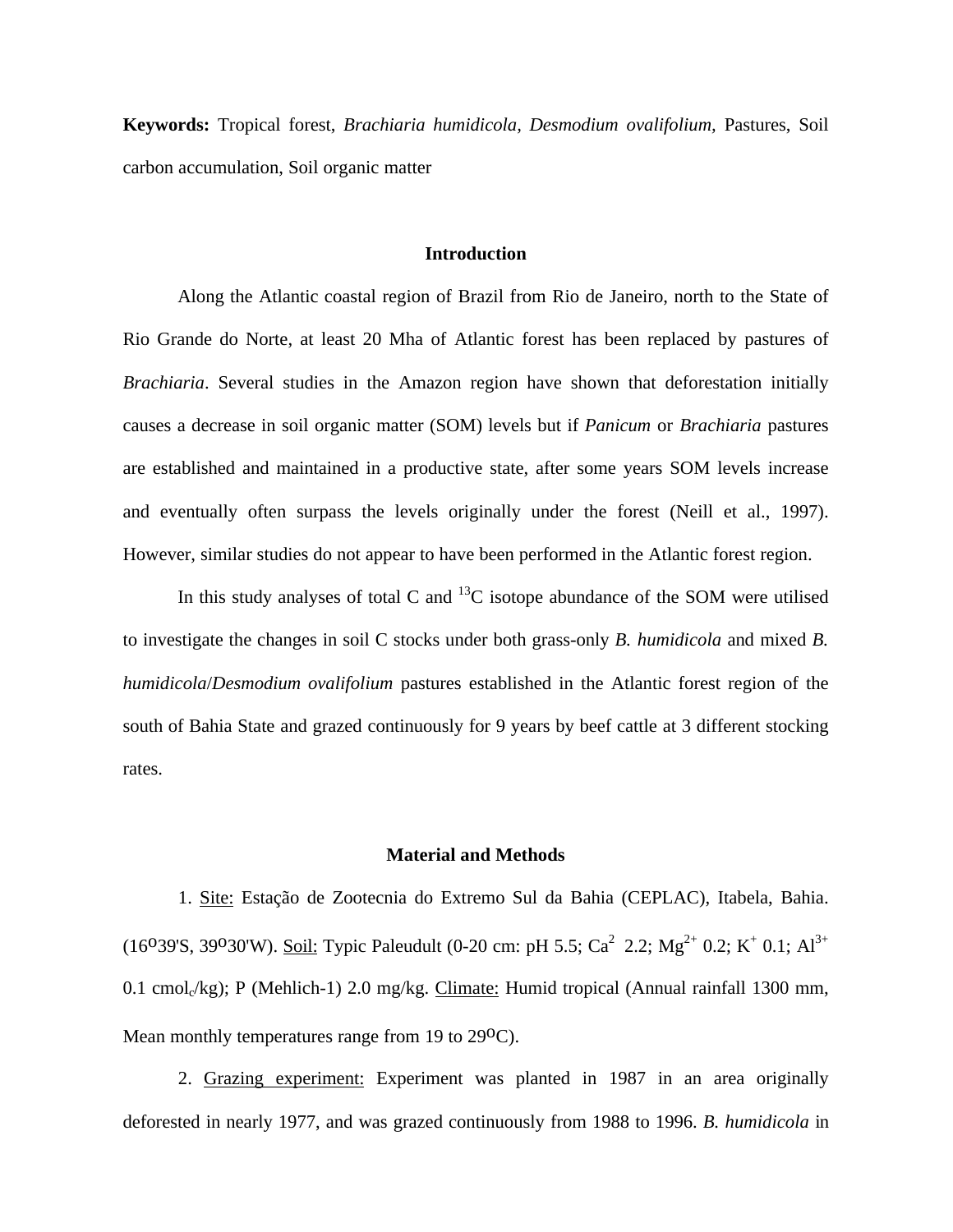**Keywords:** Tropical forest, *Brachiaria humidicola, Desmodium ovalifolium,* Pastures, Soil carbon accumulation, Soil organic matter

## Introduction

Along the Atlantic coastal region of Brazil from Rio de Janeiro, north to the State of Rio Grande do Norte, at least 20 Mha of Atlantic forest has been replaced by pastures of *Brachiaria*. Several studies in the Amazon region have shown that deforestation initially causes a decrease in soil organic matter (SOM) levels but if *Panicum* or *Brachiaria* pastures are established and maintained in a productive state, after some years SOM levels increase and eventually often surpass the levels originally under the forest (Neill et al., 1997). However, similar studies do not appear to have been performed in the Atlantic forest region.

In this study analyses of total C and $^{13}C$ isotope abundance of the SOM were utilised to investigate the changes in soil C stocks under both grass-only *B. humidicola* and mixed *B. humidicola*/*Desmodium ovalifolium* pastures established in the Atlantic forest region of the south of Bahia State and grazed continuously for 9 years by beef cattle at 3 different stocking rates.

## Material and Methods

1. Site: Estação de Zootecnia do Extremo Sul da Bahia (CEPLAC), Itabela, Bahia. (16º39'S, 39º30'W). Soil: Typic Paleudult (0-20 cm: pH 5.5; $Ca^{2}$ 2.2; $Mg^{2+}$ 0.2; $K^{+}$ 0.1; $Al^{3+}$ 0.1 $cmol_c$/kg); P (Mehlich-1) 2.0 mg/kg. Climate: Humid tropical (Annual rainfall 1300 mm, Mean monthly temperatures range from 19 to 29ºC).

2. Grazing experiment: Experiment was planted in 1987 in an area originally deforested in nearly 1977, and was grazed continuously from 1988 to 1996. *B. humidicola* in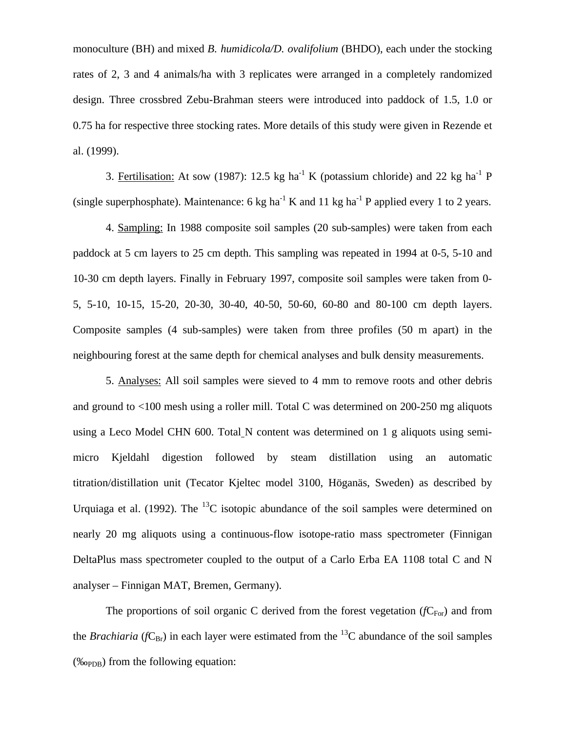monoculture (BH) and mixed *B. humidicola/D. ovalifolium* (BHDO), each under the stocking rates of 2, 3 and 4 animals/ha with 3 replicates were arranged in a completely randomized design. Three crossbred Zebu-Brahman steers were introduced into paddock of 1.5, 1.0 or 0.75 ha for respective three stocking rates. More details of this study were given in Rezende et al. (1999).

3. Fertilisation: At sow (1987): 12.5 kg ha$^{-1}$ K (potassium chloride) and 22 kg ha$^{-1}$ P (single superphosphate). Maintenance: 6 kg ha$^{-1}$ K and 11 kg ha$^{-1}$ P applied every 1 to 2 years.

4. Sampling: In 1988 composite soil samples (20 sub-samples) were taken from each paddock at 5 cm layers to 25 cm depth. This sampling was repeated in 1994 at 0-5, 5-10 and 10-30 cm depth layers. Finally in February 1997, composite soil samples were taken from 0-5, 5-10, 10-15, 15-20, 20-30, 30-40, 40-50, 50-60, 60-80 and 80-100 cm depth layers. Composite samples (4 sub-samples) were taken from three profiles (50 m apart) in the neighbouring forest at the same depth for chemical analyses and bulk density measurements.

5. Analyses: All soil samples were sieved to 4 mm to remove roots and other debris and ground to <100 mesh using a roller mill. Total C was determined on 200-250 mg aliquots using a Leco Model CHN 600. Total N content was determined on 1 g aliquots using semi-micro Kjeldahl digestion followed by steam distillation using an automatic titration/distillation unit (Tecator Kjeltec model 3100, Höganäs, Sweden) as described by Urquiaga et al. (1992). The $^{13}C$ isotopic abundance of the soil samples were determined on nearly 20 mg aliquots using a continuous-flow isotope-ratio mass spectrometer (Finnigan DeltaPlus mass spectrometer coupled to the output of a Carlo Erba EA 1108 total C and N analyser – Finnigan MAT, Bremen, Germany).

The proportions of soil organic C derived from the forest vegetation ($fC_{For}$) and from the *Brachiaria* ($fC_{Br}$) in each layer were estimated from the $^{13}C$ abundance of the soil samples (‰$_{PDB}$) from the following equation: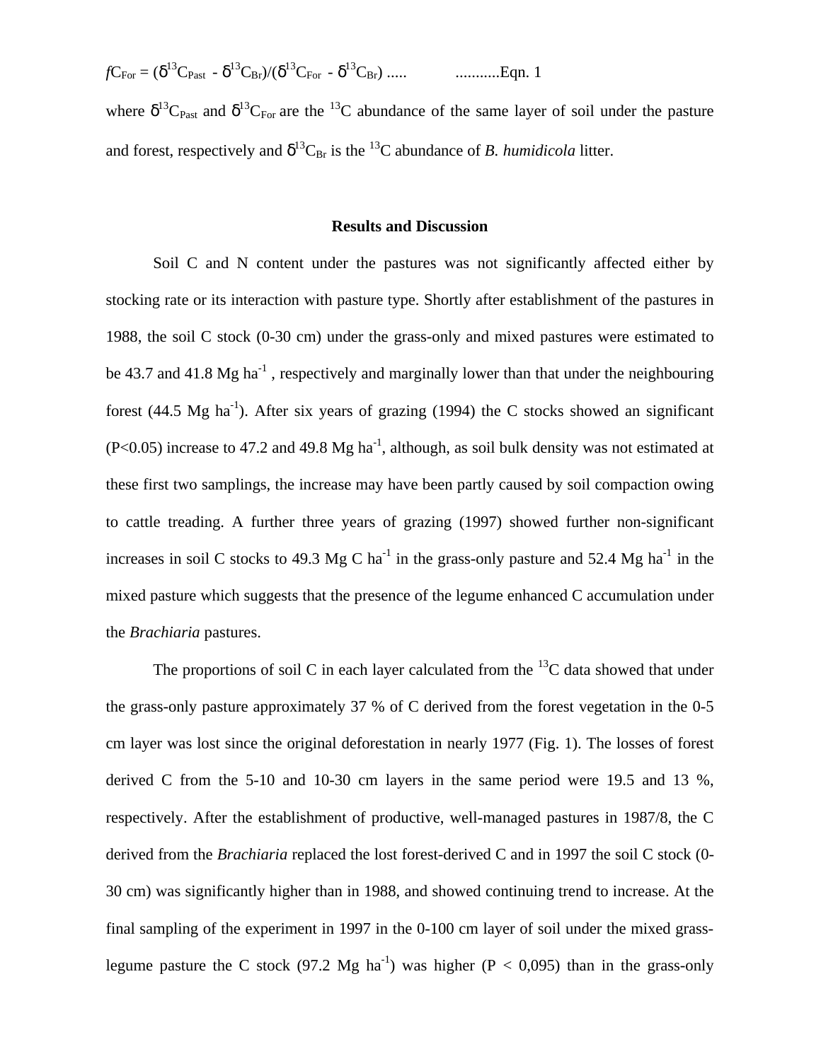$fC_{For} = (\delta^{13}C_{Past} - \delta^{13}C_{Br})/(\delta^{13}C_{For} - \delta^{13}C_{Br})$ ..... ...........Eqn. 1

where $\delta^{13}C_{Past}$ and $\delta^{13}C_{For}$ are the $^{13}C$ abundance of the same layer of soil under the pasture and forest, respectively and $\delta^{13}C_{Br}$ is the $^{13}C$ abundance of *B. humidicola* litter.

## Results and Discussion

Soil C and N content under the pastures was not significantly affected either by stocking rate or its interaction with pasture type. Shortly after establishment of the pastures in 1988, the soil C stock (0-30 cm) under the grass-only and mixed pastures were estimated to be 43.7 and 41.8 Mg ha$^{-1}$ , respectively and marginally lower than that under the neighbouring forest (44.5 Mg ha$^{-1}$). After six years of grazing (1994) the C stocks showed an significant ($P<0.05$) increase to 47.2 and 49.8 Mg ha$^{-1}$, although, as soil bulk density was not estimated at these first two samplings, the increase may have been partly caused by soil compaction owing to cattle treading. A further three years of grazing (1997) showed further non-significant increases in soil C stocks to 49.3 Mg C ha$^{-1}$ in the grass-only pasture and 52.4 Mg ha$^{-1}$ in the mixed pasture which suggests that the presence of the legume enhanced C accumulation under the *Brachiaria* pastures.

The proportions of soil C in each layer calculated from the $^{13}C$ data showed that under the grass-only pasture approximately 37 % of C derived from the forest vegetation in the 0-5 cm layer was lost since the original deforestation in nearly 1977 (Fig. 1). The losses of forest derived C from the 5-10 and 10-30 cm layers in the same period were 19.5 and 13 %, respectively. After the establishment of productive, well-managed pastures in 1987/8, the C derived from the *Brachiaria* replaced the lost forest-derived C and in 1997 the soil C stock (0-30 cm) was significantly higher than in 1988, and showed continuing trend to increase. At the final sampling of the experiment in 1997 in the 0-100 cm layer of soil under the mixed grass-legume pasture the C stock (97.2 Mg ha$^{-1}$) was higher ($P < 0,095$) than in the grass-only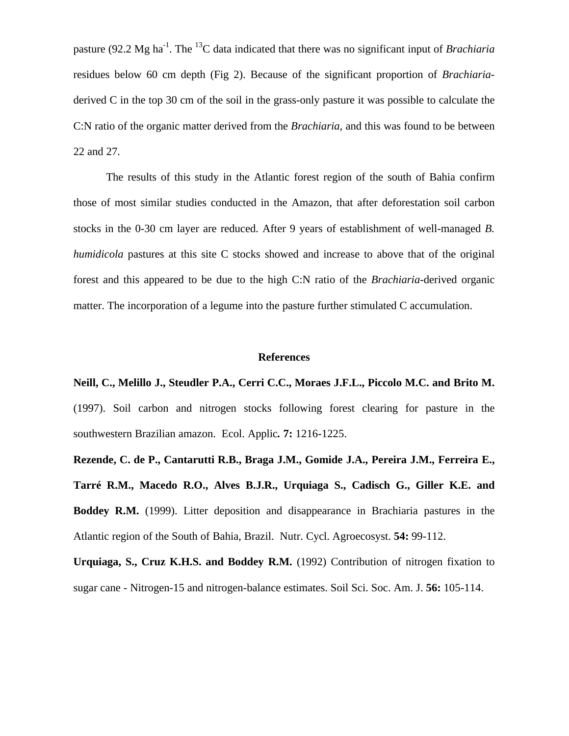pasture (92.2 Mg ha$^{-1}$. The $^{13}$C data indicated that there was no significant input of *Brachiaria* residues below 60 cm depth (Fig 2). Because of the significant proportion of *Brachiaria*-derived C in the top 30 cm of the soil in the grass-only pasture it was possible to calculate the C:N ratio of the organic matter derived from the *Brachiaria*, and this was found to be between 22 and 27.

The results of this study in the Atlantic forest region of the south of Bahia confirm those of most similar studies conducted in the Amazon, that after deforestation soil carbon stocks in the 0-30 cm layer are reduced. After 9 years of establishment of well-managed *B. humidicola* pastures at this site C stocks showed and increase to above that of the original forest and this appeared to be due to the high C:N ratio of the *Brachiaria*-derived organic matter. The incorporation of a legume into the pasture further stimulated C accumulation.

## References

**Neill, C., Melillo J., Steudler P.A., Cerri C.C., Moraes J.F.L., Piccolo M.C. and Brito M.** (1997). Soil carbon and nitrogen stocks following forest clearing for pasture in the southwestern Brazilian amazon. Ecol. Applic**. 7:** 1216-1225.

**Rezende, C. de P., Cantarutti R.B., Braga J.M., Gomide J.A., Pereira J.M., Ferreira E., Tarré R.M., Macedo R.O., Alves B.J.R., Urquiaga S., Cadisch G., Giller K.E. and Boddey R.M.** (1999). Litter deposition and disappearance in Brachiaria pastures in the Atlantic region of the South of Bahia, Brazil. Nutr. Cycl. Agroecosyst. **54:** 99-112.

**Urquiaga, S., Cruz K.H.S. and Boddey R.M.** (1992) Contribution of nitrogen fixation to sugar cane - Nitrogen-15 and nitrogen-balance estimates. Soil Sci. Soc. Am. J. **56:** 105-114.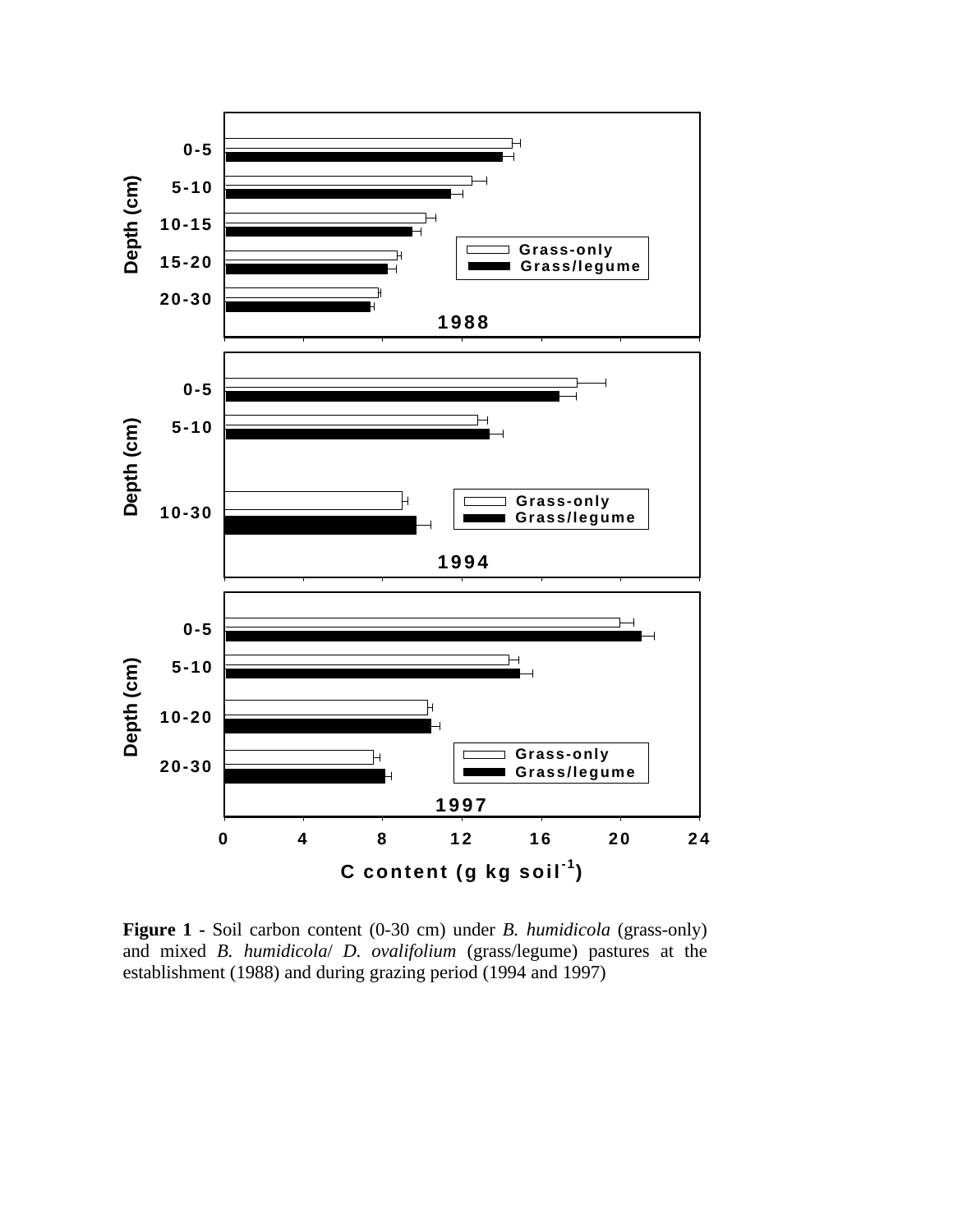**Figure 1** - Soil carbon content (0-30 cm) under *B. humidicola* (grass-only) and mixed *B. humidicola*/ *D. ovalifolium* (grass/legume) pastures at the establishment (1988) and during grazing period (1994 and 1997)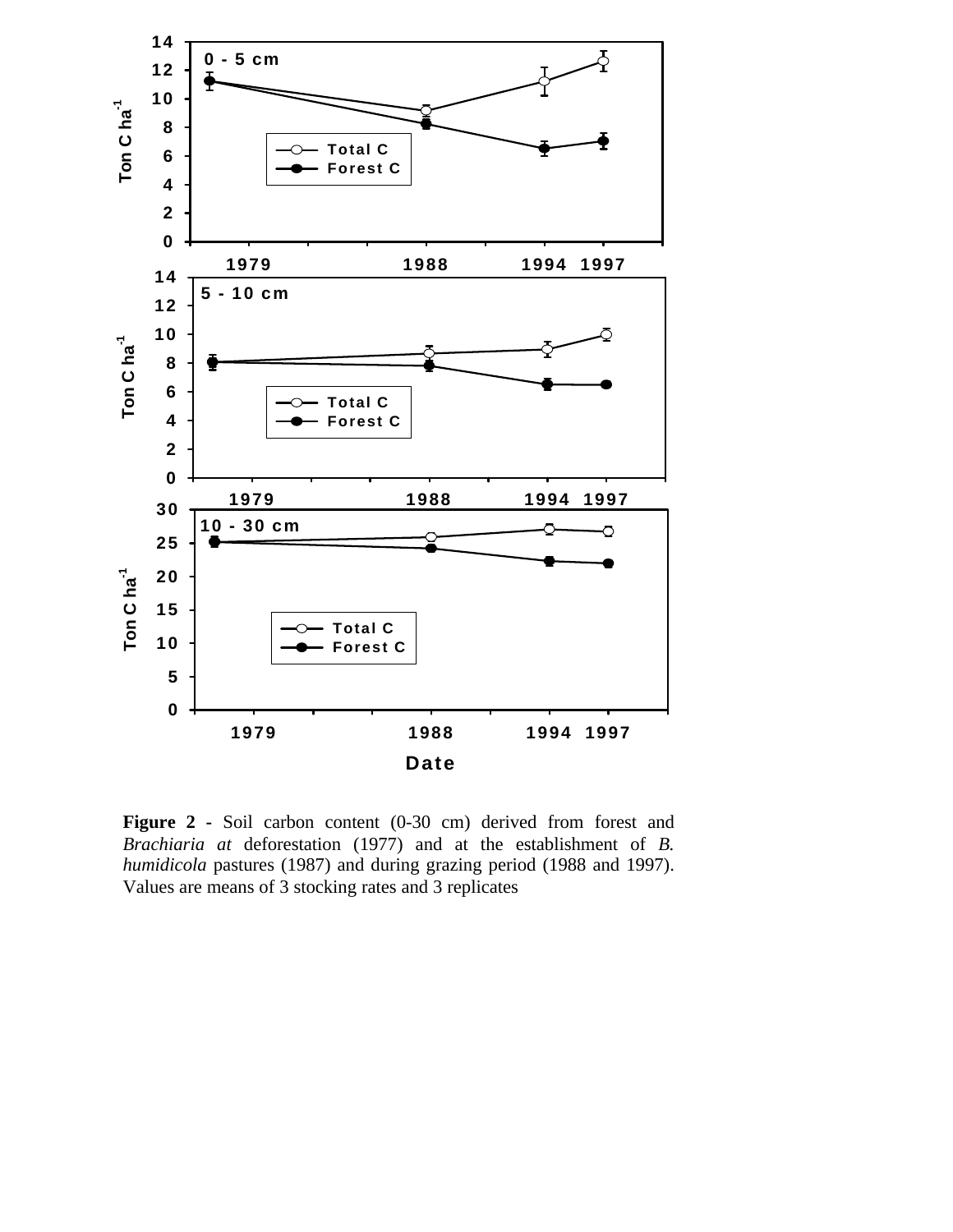0 - 5 cm

Ton C ha$^{-1}$

14
12
10
8
6
4
2
0

Total C
Forest C

1979 1988 1994 1997

5 - 10 cm

Ton C ha$^{-1}$

14
12
10
8
6
4
2
0

Total C
Forest C

1979 1988 1994 1997

10 - 30 cm

Ton C ha$^{-1}$

30
25
20
15
10
5
0

Total C
Forest C

1979 1988 1994 1997

Date

**Figure 2** - Soil carbon content (0-30 cm) derived from forest and *Brachiaria at* deforestation (1977) and at the establishment of *B. humidicola* pastures (1987) and during grazing period (1988 and 1997). Values are means of 3 stocking rates and 3 replicates